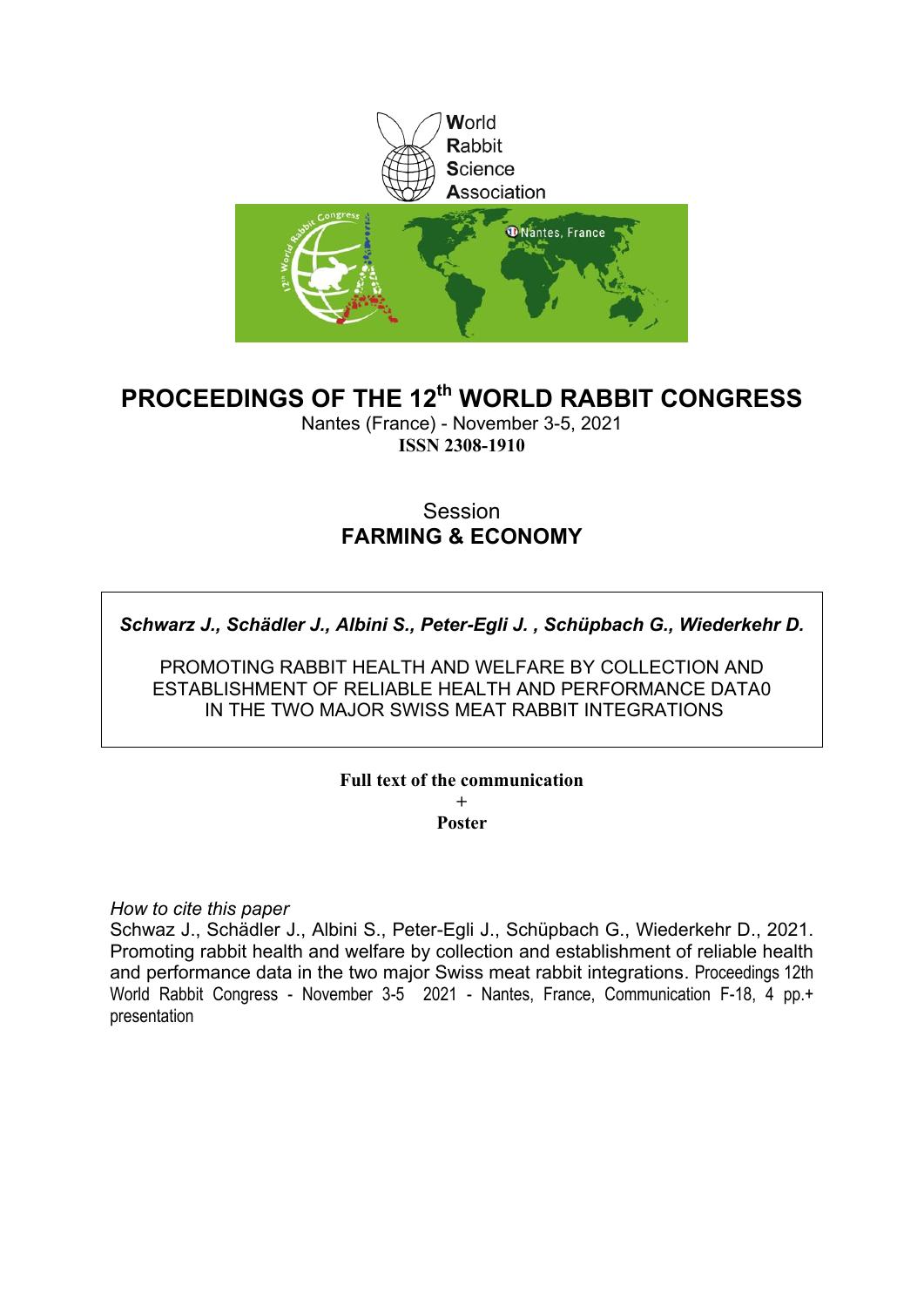World
Rabbit
Science
Association

# PROCEEDINGS OF THE 12th WORLD RABBIT CONGRESS

Nantes (France) - November 3-5, 2021

**ISSN 2308-1910**

Session

**FARMING & ECONOMY**

***Schwarz J., Schädler J., Albini S., Peter-Egli J. , Schüpbach G., Wiederkehr D.***

PROMOTING RABBIT HEALTH AND WELFARE BY COLLECTION AND ESTABLISHMENT OF RELIABLE HEALTH AND PERFORMANCE DATA0 IN THE TWO MAJOR SWISS MEAT RABBIT INTEGRATIONS

**Full text of the communication**

**+**

**Poster**

*How to cite this paper*

Schwaz J., Schädler J., Albini S., Peter-Egli J., Schüpbach G., Wiederkehr D., 2021. Promoting rabbit health and welfare by collection and establishment of reliable health and performance data in the two major Swiss meat rabbit integrations. Proceedings 12th World Rabbit Congress - November 3-5 2021 - Nantes, France, Communication F-18, 4 pp.+ presentation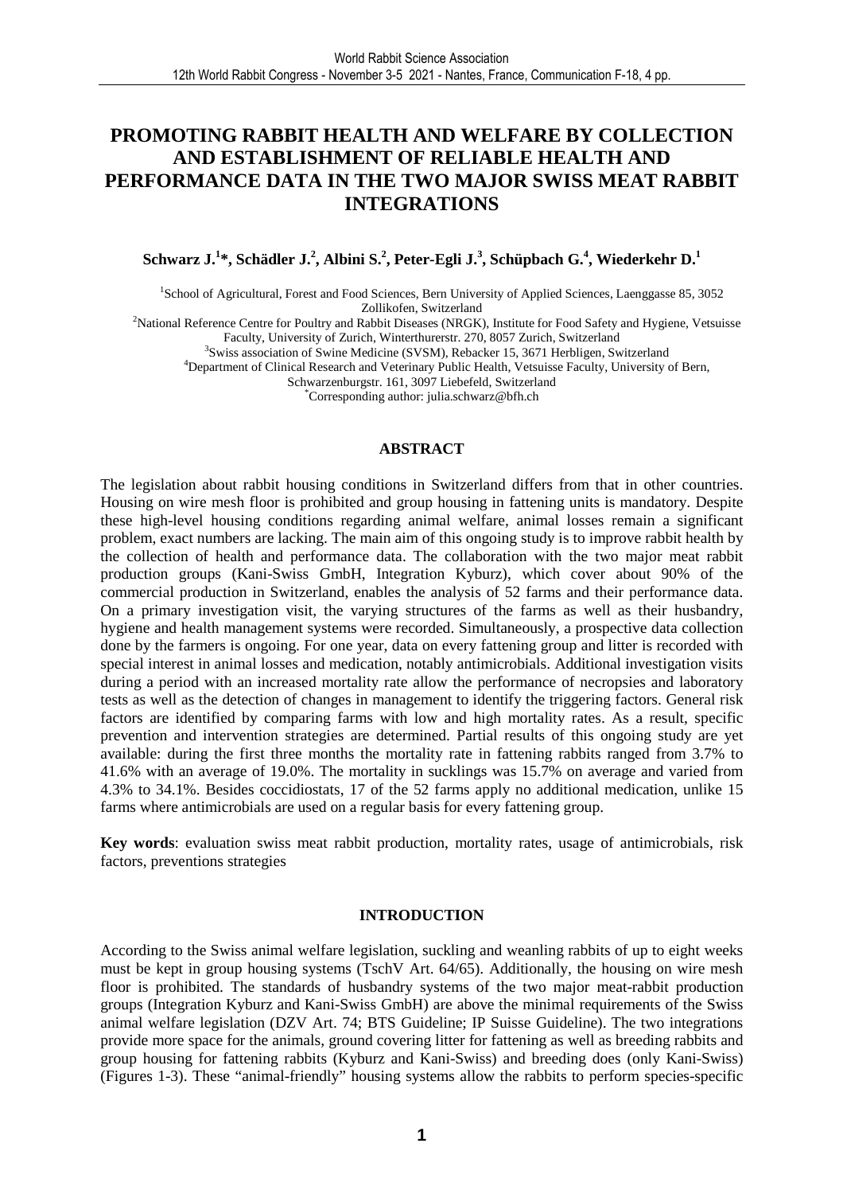# PROMOTING RABBIT HEALTH AND WELFARE BY COLLECTION AND ESTABLISHMENT OF RELIABLE HEALTH AND PERFORMANCE DATA IN THE TWO MAJOR SWISS MEAT RABBIT INTEGRATIONS

**Schwarz J.[1]*, Schädler J.[2], Albini S.[2], Peter-Egli J.[3], Schüpbach G.[4], Wiederkehr D.[1]**

[1]School of Agricultural, Forest and Food Sciences, Bern University of Applied Sciences, Laenggasse 85, 3052 Zollikofen, Switzerland

[2]National Reference Centre for Poultry and Rabbit Diseases (NRGK), Institute for Food Safety and Hygiene, Vetsuisse Faculty, University of Zurich, Winterthurerstr. 270, 8057 Zurich, Switzerland

[3]Swiss association of Swine Medicine (SVSM), Rebacker 15, 3671 Herbligen, Switzerland

[4]Department of Clinical Research and Veterinary Public Health, Vetsuisse Faculty, University of Bern, Schwarzenburgstr. 161, 3097 Liebefeld, Switzerland

*Corresponding author: julia.schwarz@bfh.ch

## ABSTRACT

The legislation about rabbit housing conditions in Switzerland differs from that in other countries. Housing on wire mesh floor is prohibited and group housing in fattening units is mandatory. Despite these high-level housing conditions regarding animal welfare, animal losses remain a significant problem, exact numbers are lacking. The main aim of this ongoing study is to improve rabbit health by the collection of health and performance data. The collaboration with the two major meat rabbit production groups (Kani-Swiss GmbH, Integration Kyburz), which cover about 90% of the commercial production in Switzerland, enables the analysis of 52 farms and their performance data. On a primary investigation visit, the varying structures of the farms as well as their husbandry, hygiene and health management systems were recorded. Simultaneously, a prospective data collection done by the farmers is ongoing. For one year, data on every fattening group and litter is recorded with special interest in animal losses and medication, notably antimicrobials. Additional investigation visits during a period with an increased mortality rate allow the performance of necropsies and laboratory tests as well as the detection of changes in management to identify the triggering factors. General risk factors are identified by comparing farms with low and high mortality rates. As a result, specific prevention and intervention strategies are determined. Partial results of this ongoing study are yet available: during the first three months the mortality rate in fattening rabbits ranged from 3.7% to 41.6% with an average of 19.0%. The mortality in sucklings was 15.7% on average and varied from 4.3% to 34.1%. Besides coccidiostats, 17 of the 52 farms apply no additional medication, unlike 15 farms where antimicrobials are used on a regular basis for every fattening group.

**Key words**: evaluation swiss meat rabbit production, mortality rates, usage of antimicrobials, risk factors, preventions strategies

## INTRODUCTION

According to the Swiss animal welfare legislation, suckling and weanling rabbits of up to eight weeks must be kept in group housing systems (TschV Art. 64/65). Additionally, the housing on wire mesh floor is prohibited. The standards of husbandry systems of the two major meat-rabbit production groups (Integration Kyburz and Kani-Swiss GmbH) are above the minimal requirements of the Swiss animal welfare legislation (DZV Art. 74; BTS Guideline; IP Suisse Guideline). The two integrations provide more space for the animals, ground covering litter for fattening as well as breeding rabbits and group housing for fattening rabbits (Kyburz and Kani-Swiss) and breeding does (only Kani-Swiss) (Figures 1-3). These "animal-friendly" housing systems allow the rabbits to perform species-specific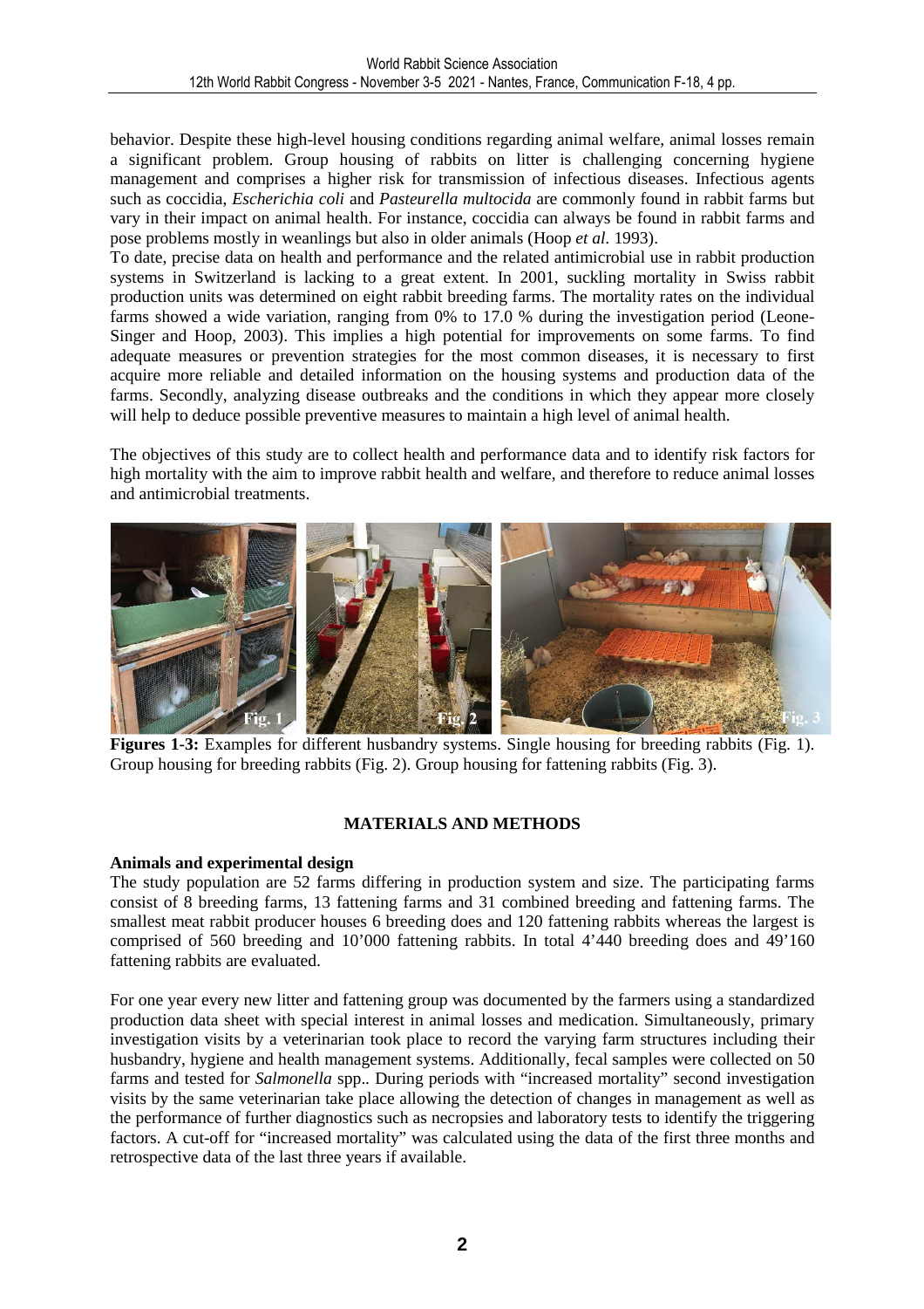behavior. Despite these high-level housing conditions regarding animal welfare, animal losses remain a significant problem. Group housing of rabbits on litter is challenging concerning hygiene management and comprises a higher risk for transmission of infectious diseases. Infectious agents such as coccidia, *Escherichia coli* and *Pasteurella multocida* are commonly found in rabbit farms but vary in their impact on animal health. For instance, coccidia can always be found in rabbit farms and pose problems mostly in weanlings but also in older animals (Hoop *et al.* 1993).
To date, precise data on health and performance and the related antimicrobial use in rabbit production systems in Switzerland is lacking to a great extent. In 2001, suckling mortality in Swiss rabbit production units was determined on eight rabbit breeding farms. The mortality rates on the individual farms showed a wide variation, ranging from 0% to 17.0 % during the investigation period (Leone-Singer and Hoop, 2003). This implies a high potential for improvements on some farms. To find adequate measures or prevention strategies for the most common diseases, it is necessary to first acquire more reliable and detailed information on the housing systems and production data of the farms. Secondly, analyzing disease outbreaks and the conditions in which they appear more closely will help to deduce possible preventive measures to maintain a high level of animal health.

The objectives of this study are to collect health and performance data and to identify risk factors for high mortality with the aim to improve rabbit health and welfare, and therefore to reduce animal losses and antimicrobial treatments.

**Figures 1-3:** Examples for different husbandry systems. Single housing for breeding rabbits (Fig. 1). Group housing for breeding rabbits (Fig. 2). Group housing for fattening rabbits (Fig. 3).

## MATERIALS AND METHODS

### Animals and experimental design

The study population are 52 farms differing in production system and size. The participating farms consist of 8 breeding farms, 13 fattening farms and 31 combined breeding and fattening farms. The smallest meat rabbit producer houses 6 breeding does and 120 fattening rabbits whereas the largest is comprised of 560 breeding and 10'000 fattening rabbits. In total 4'440 breeding does and 49'160 fattening rabbits are evaluated.

For one year every new litter and fattening group was documented by the farmers using a standardized production data sheet with special interest in animal losses and medication. Simultaneously, primary investigation visits by a veterinarian took place to record the varying farm structures including their husbandry, hygiene and health management systems. Additionally, fecal samples were collected on 50 farms and tested for *Salmonella* spp.. During periods with "increased mortality" second investigation visits by the same veterinarian take place allowing the detection of changes in management as well as the performance of further diagnostics such as necropsies and laboratory tests to identify the triggering factors. A cut-off for "increased mortality" was calculated using the data of the first three months and retrospective data of the last three years if available.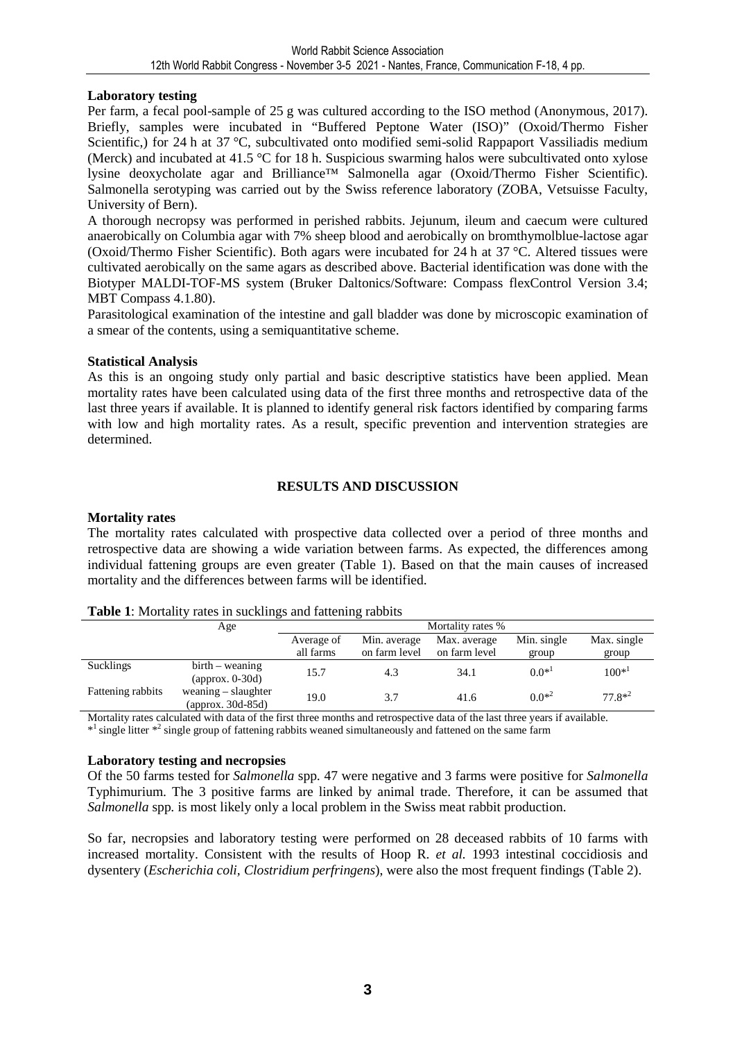**Laboratory testing**

Per farm, a fecal pool-sample of 25 g was cultured according to the ISO method (Anonymous, 2017). Briefly, samples were incubated in "Buffered Peptone Water (ISO)" (Oxoid/Thermo Fisher Scientific,) for 24 h at 37 °C, subcultivated onto modified semi-solid Rappaport Vassiliadis medium (Merck) and incubated at 41.5 °C for 18 h. Suspicious swarming halos were subcultivated onto xylose lysine deoxycholate agar and Brilliance™ Salmonella agar (Oxoid/Thermo Fisher Scientific). Salmonella serotyping was carried out by the Swiss reference laboratory (ZOBA, Vetsuisse Faculty, University of Bern).

A thorough necropsy was performed in perished rabbits. Jejunum, ileum and caecum were cultured anaerobically on Columbia agar with 7% sheep blood and aerobically on bromthymolblue-lactose agar (Oxoid/Thermo Fisher Scientific). Both agars were incubated for 24 h at 37 °C. Altered tissues were cultivated aerobically on the same agars as described above. Bacterial identification was done with the Biotyper MALDI-TOF-MS system (Bruker Daltonics/Software: Compass flexControl Version 3.4; MBT Compass 4.1.80).

Parasitological examination of the intestine and gall bladder was done by microscopic examination of a smear of the contents, using a semiquantitative scheme.

**Statistical Analysis**

As this is an ongoing study only partial and basic descriptive statistics have been applied. Mean mortality rates have been calculated using data of the first three months and retrospective data of the last three years if available. It is planned to identify general risk factors identified by comparing farms with low and high mortality rates. As a result, specific prevention and intervention strategies are determined.

## RESULTS AND DISCUSSION

**Mortality rates**

The mortality rates calculated with prospective data collected over a period of three months and retrospective data are showing a wide variation between farms. As expected, the differences among individual fattening groups are even greater (Table 1). Based on that the main causes of increased mortality and the differences between farms will be identified.

**Table 1**: Mortality rates in sucklings and fattening rabbits

| Age | | Mortality rates % | | | | |
|---|---|---|---|---|---|---|
| | | Average of all farms | Min. average on farm level | Max. average on farm level | Min. single group | Max. single group |
| Sucklings | birth – weaning (approx. 0-30d) | 15.7 | 4.3 | 34.1 | 0.0*[1] | 100*[1] |
| Fattening rabbits | weaning – slaughter (approx. 30d-85d) | 19.0 | 3.7 | 41.6 | 0.0*[2] | 77.8*[2] |

Mortality rates calculated with data of the first three months and retrospective data of the last three years if available.
*[1] single litter *[2] single group of fattening rabbits weaned simultaneously and fattened on the same farm

**Laboratory testing and necropsies**

Of the 50 farms tested for *Salmonella* spp. 47 were negative and 3 farms were positive for *Salmonella* Typhimurium. The 3 positive farms are linked by animal trade. Therefore, it can be assumed that *Salmonella* spp. is most likely only a local problem in the Swiss meat rabbit production.

So far, necropsies and laboratory testing were performed on 28 deceased rabbits of 10 farms with increased mortality. Consistent with the results of Hoop R. *et al.* 1993 intestinal coccidiosis and dysentery (*Escherichia coli, Clostridium perfringens*), were also the most frequent findings (Table 2).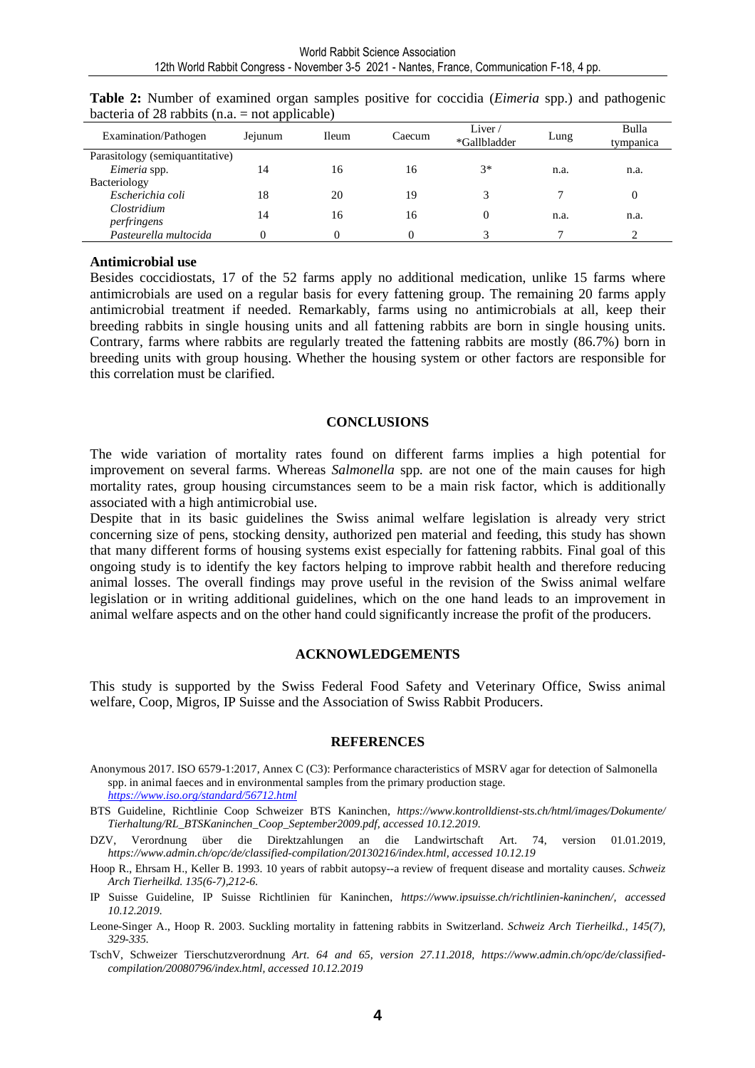**Table 2:** Number of examined organ samples positive for coccidia (*Eimeria* spp.) and pathogenic bacteria of 28 rabbits (n.a. = not applicable)

| Examination/Pathogen | Jejunum | Ileum | Caecum | Liver / *Gallbladder | Lung | Bulla tympanica |
|---|---|---|---|---|---|---|
| Parasitology (semiquantitative) | | | | | | |
| *Eimeria* spp. | 14 | 16 | 16 | 3* | n.a. | n.a. |
| Bacteriology | | | | | | |
| *Escherichia coli* | 18 | 20 | 19 | 3 | 7 | 0 |
| *Clostridium perfringens* | 14 | 16 | 16 | 0 | n.a. | n.a. |
| *Pasteurella multocida* | 0 | 0 | 0 | 3 | 7 | 2 |

**Antimicrobial use**

Besides coccidiostats, 17 of the 52 farms apply no additional medication, unlike 15 farms where antimicrobials are used on a regular basis for every fattening group. The remaining 20 farms apply antimicrobial treatment if needed. Remarkably, farms using no antimicrobials at all, keep their breeding rabbits in single housing units and all fattening rabbits are born in single housing units. Contrary, farms where rabbits are regularly treated the fattening rabbits are mostly (86.7%) born in breeding units with group housing. Whether the housing system or other factors are responsible for this correlation must be clarified.

## CONCLUSIONS

The wide variation of mortality rates found on different farms implies a high potential for improvement on several farms. Whereas *Salmonella* spp. are not one of the main causes for high mortality rates, group housing circumstances seem to be a main risk factor, which is additionally associated with a high antimicrobial use.

Despite that in its basic guidelines the Swiss animal welfare legislation is already very strict concerning size of pens, stocking density, authorized pen material and feeding, this study has shown that many different forms of housing systems exist especially for fattening rabbits. Final goal of this ongoing study is to identify the key factors helping to improve rabbit health and therefore reducing animal losses. The overall findings may prove useful in the revision of the Swiss animal welfare legislation or in writing additional guidelines, which on the one hand leads to an improvement in animal welfare aspects and on the other hand could significantly increase the profit of the producers.

## ACKNOWLEDGEMENTS

This study is supported by the Swiss Federal Food Safety and Veterinary Office, Swiss animal welfare, Coop, Migros, IP Suisse and the Association of Swiss Rabbit Producers.

## REFERENCES

Anonymous 2017. ISO 6579-1:2017, Annex C (C3): Performance characteristics of MSRV agar for detection of Salmonella spp. in animal faeces and in environmental samples from the primary production stage. *https://www.iso.org/standard/56712.html*

BTS Guideline, Richtlinie Coop Schweizer BTS Kaninchen, *https://www.kontrolldienst-sts.ch/html/images/Dokumente/Tierhaltung/RL_BTSKaninchen_Coop_September2009.pdf, accessed 10.12.2019.*

DZV, Verordnung über die Direktzahlungen an die Landwirtschaft Art. 74, version 01.01.2019, *https://www.admin.ch/opc/de/classified-compilation/20130216/index.html, accessed 10.12.19*

Hoop R., Ehrsam H., Keller B. 1993. 10 years of rabbit autopsy--a review of frequent disease and mortality causes. *Schweiz Arch Tierheilkd. 135(6-7),212-6.*

IP Suisse Guideline, IP Suisse Richtlinien für Kaninchen, *https://www.ipsuisse.ch/richtlinien-kaninchen/, accessed 10.12.2019.*

Leone-Singer A., Hoop R. 2003. Suckling mortality in fattening rabbits in Switzerland. *Schweiz Arch Tierheilkd., 145(7), 329-335.*

TschV, Schweizer Tierschutzverordnung *Art. 64 and 65, version 27.11.2018, https://www.admin.ch/opc/de/classified-compilation/20080796/index.html, accessed 10.12.2019*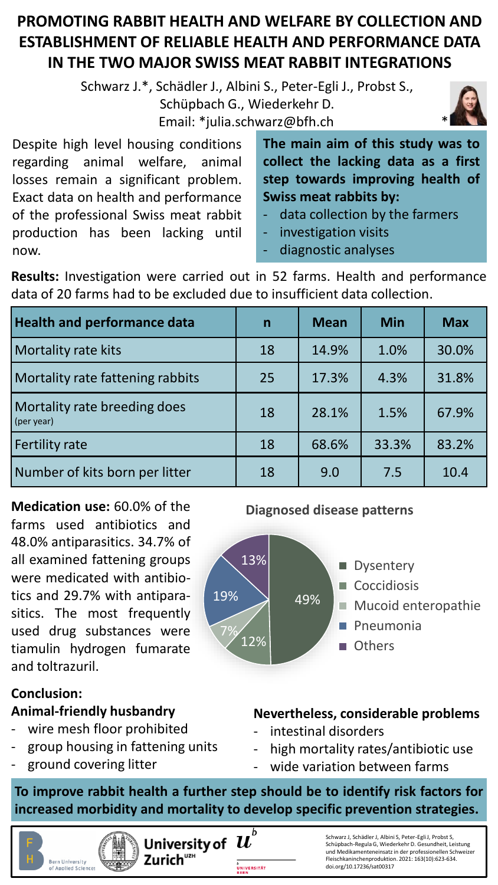# PROMOTING RABBIT HEALTH AND WELFARE BY COLLECTION AND ESTABLISHMENT OF RELIABLE HEALTH AND PERFORMANCE DATA IN THE TWO MAJOR SWISS MEAT RABBIT INTEGRATIONS

Schwarz J.*, Schädler J., Albini S., Peter-Egli J., Probst S., Schüpbach G., Wiederkehr D.
Email: *julia.schwarz@bfh.ch

Despite high level housing conditions regarding animal welfare, animal losses remain a significant problem. Exact data on health and performance of the professional Swiss meat rabbit production has been lacking until now.

**The main aim of this study was to collect the lacking data as a first step towards improving health of Swiss meat rabbits by:**

- data collection by the farmers
- investigation visits
- diagnostic analyses

**Results:** Investigation were carried out in 52 farms. Health and performance data of 20 farms had to be excluded due to insufficient data collection.

| Health and performance data | n | Mean | Min | Max |
| --- | --- | --- | --- | --- |
| Mortality rate kits | 18 | 14.9% | 1.0% | 30.0% |
| Mortality rate fattening rabbits | 25 | 17.3% | 4.3% | 31.8% |
| Mortality rate breeding does (per year) | 18 | 28.1% | 1.5% | 67.9% |
| Fertility rate | 18 | 68.6% | 33.3% | 83.2% |
| Number of kits born per litter | 18 | 9.0 | 7.5 | 10.4 |

**Medication use:** 60.0% of the farms used antibiotics and 48.0% antiparasitics. 34.7% of all examined fattening groups were medicated with antibiotics and 29.7% with antiparasitics. The most frequently used drug substances were tiamulin hydrogen fumarate and toltrazuril.

**Diagnosed disease patterns**

49%
12%
7%
19%
13%

Dysentery
Coccidiosis
Mucoid enteropathie
Pneumonia
Others

**Conclusion:**

**Animal-friendly husbandry**

- wire mesh floor prohibited
- group housing in fattening units
- ground covering litter

**Nevertheless, considerable problems**

- intestinal disorders
- high mortality rates/antibiotic use
- wide variation between farms

**To improve rabbit health a further step should be to identify risk factors for increased morbidity and mortality to develop specific prevention strategies.**

Bern University of Applied Sciences | University of Zurich | Universität Bern

Schwarz J, Schädler J, Albini S, Peter-Egli J, Probst S, Schüpbach-Regula G, Wiederkehr D. Gesundheit, Leistung und Medikamenteneinsatz in der professionellen Schweizer Fleischkaninchenproduktion. 2021: 163(10):623-634. doi.org/10.17236/sat00317